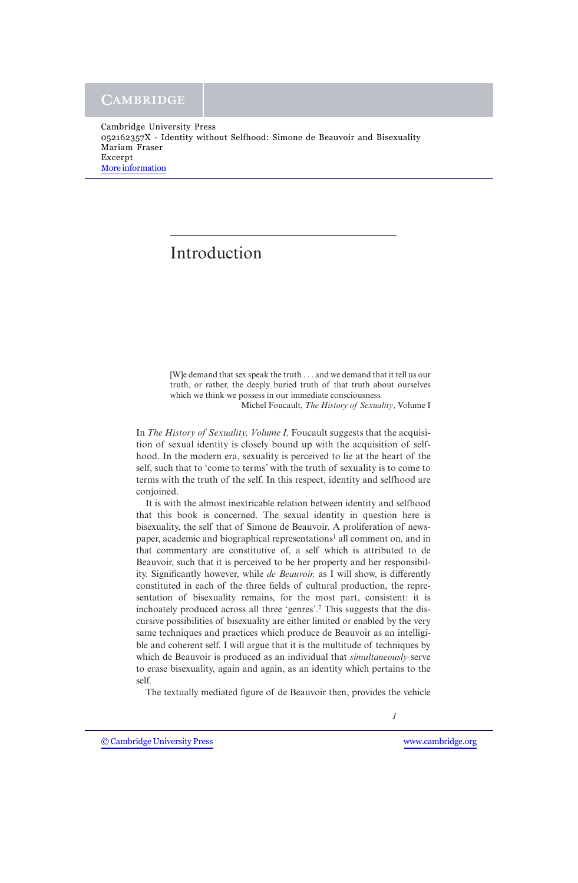# Introduction

> [W]e demand that sex speak the truth . . . and we demand that it tell us our truth, or rather, the deeply buried truth of that truth about ourselves which we think we possess in our immediate consciousness.
>
> Michel Foucault, *The History of Sexuality*, Volume I

In *The History of Sexuality, Volume I,* Foucault suggests that the acquisition of sexual identity is closely bound up with the acquisition of selfhood. In the modern era, sexuality is perceived to lie at the heart of the self, such that to 'come to terms' with the truth of sexuality is to come to terms with the truth of the self. In this respect, identity and selfhood are conjoined.

It is with the almost inextricable relation between identity and selfhood that this book is concerned. The sexual identity in question here is bisexuality, the self that of Simone de Beauvoir. A proliferation of newspaper, academic and biographical representations[1] all comment on, and in that commentary are constitutive of, a self which is attributed to de Beauvoir, such that it is perceived to be her property and her responsibility. Significantly however, while *de Beauvoir,* as I will show, is differently constituted in each of the three fields of cultural production, the representation of bisexuality remains, for the most part, consistent: it is inchoately produced across all three 'genres'.[2] This suggests that the discursive possibilities of bisexuality are either limited or enabled by the very same techniques and practices which produce de Beauvoir as an intelligible and coherent self. I will argue that it is the multitude of techniques by which de Beauvoir is produced as an individual that *simultaneously* serve to erase bisexuality, again and again, as an identity which pertains to the self.

The textually mediated figure of de Beauvoir then, provides the vehicle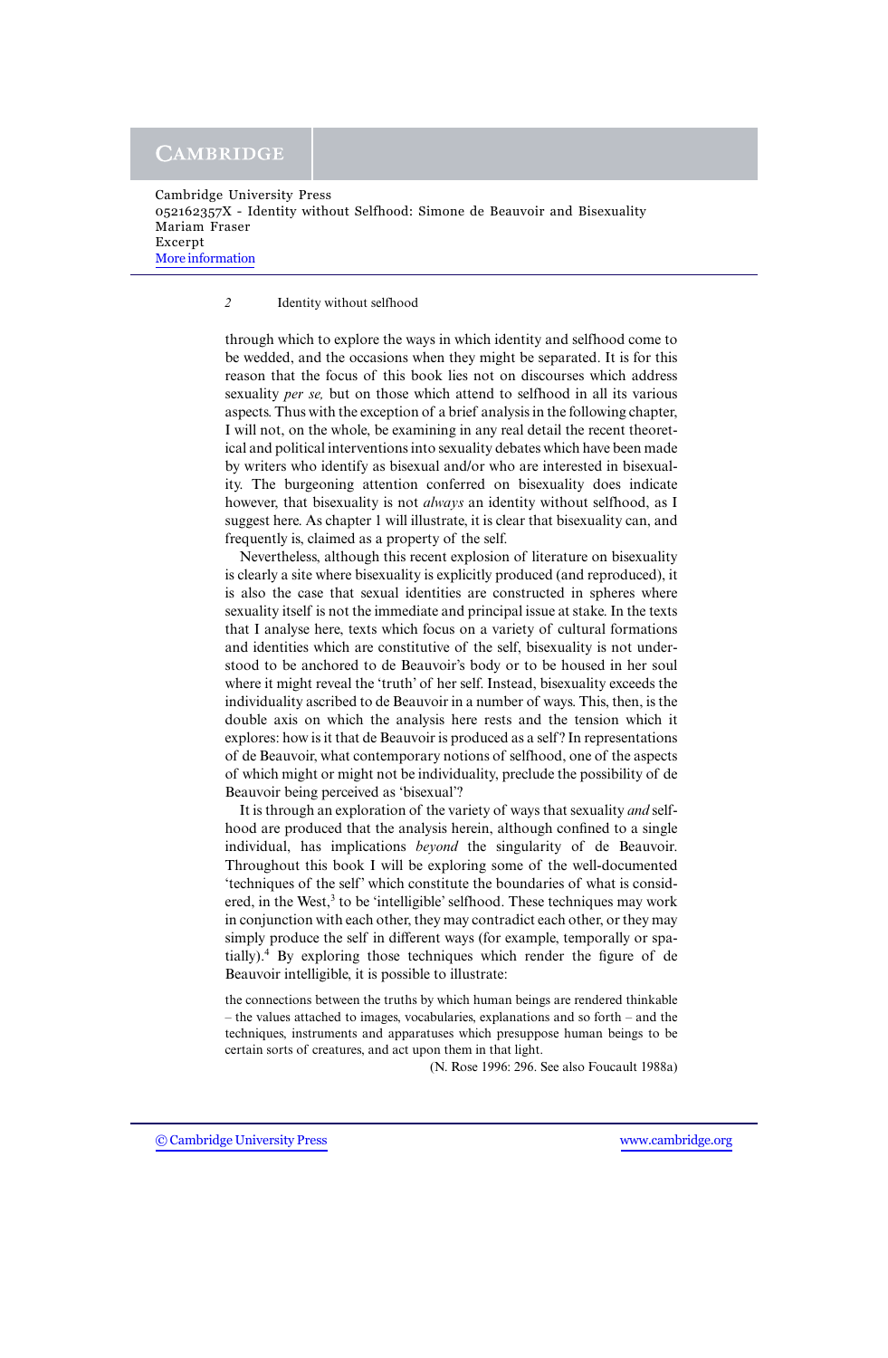through which to explore the ways in which identity and selfhood come to be wedded, and the occasions when they might be separated. It is for this reason that the focus of this book lies not on discourses which address sexuality *per se,* but on those which attend to selfhood in all its various aspects. Thus with the exception of a brief analysis in the following chapter, I will not, on the whole, be examining in any real detail the recent theoretical and political interventions into sexuality debates which have been made by writers who identify as bisexual and/or who are interested in bisexuality. The burgeoning attention conferred on bisexuality does indicate however, that bisexuality is not *always* an identity without selfhood, as I suggest here. As chapter 1 will illustrate, it is clear that bisexuality can, and frequently is, claimed as a property of the self.

Nevertheless, although this recent explosion of literature on bisexuality is clearly a site where bisexuality is explicitly produced (and reproduced), it is also the case that sexual identities are constructed in spheres where sexuality itself is not the immediate and principal issue at stake. In the texts that I analyse here, texts which focus on a variety of cultural formations and identities which are constitutive of the self, bisexuality is not understood to be anchored to de Beauvoir's body or to be housed in her soul where it might reveal the 'truth' of her self. Instead, bisexuality exceeds the individuality ascribed to de Beauvoir in a number of ways. This, then, is the double axis on which the analysis here rests and the tension which it explores: how is it that de Beauvoir is produced as a self? In representations of de Beauvoir, what contemporary notions of selfhood, one of the aspects of which might or might not be individuality, preclude the possibility of de Beauvoir being perceived as 'bisexual'?

It is through an exploration of the variety of ways that sexuality *and* selfhood are produced that the analysis herein, although confined to a single individual, has implications *beyond* the singularity of de Beauvoir. Throughout this book I will be exploring some of the well-documented 'techniques of the self' which constitute the boundaries of what is considered, in the West,[3] to be 'intelligible' selfhood. These techniques may work in conjunction with each other, they may contradict each other, or they may simply produce the self in different ways (for example, temporally or spatially).[4] By exploring those techniques which render the figure of de Beauvoir intelligible, it is possible to illustrate:

> the connections between the truths by which human beings are rendered thinkable – the values attached to images, vocabularies, explanations and so forth – and the techniques, instruments and apparatuses which presuppose human beings to be certain sorts of creatures, and act upon them in that light.
>
> (N. Rose 1996: 296. See also Foucault 1988a)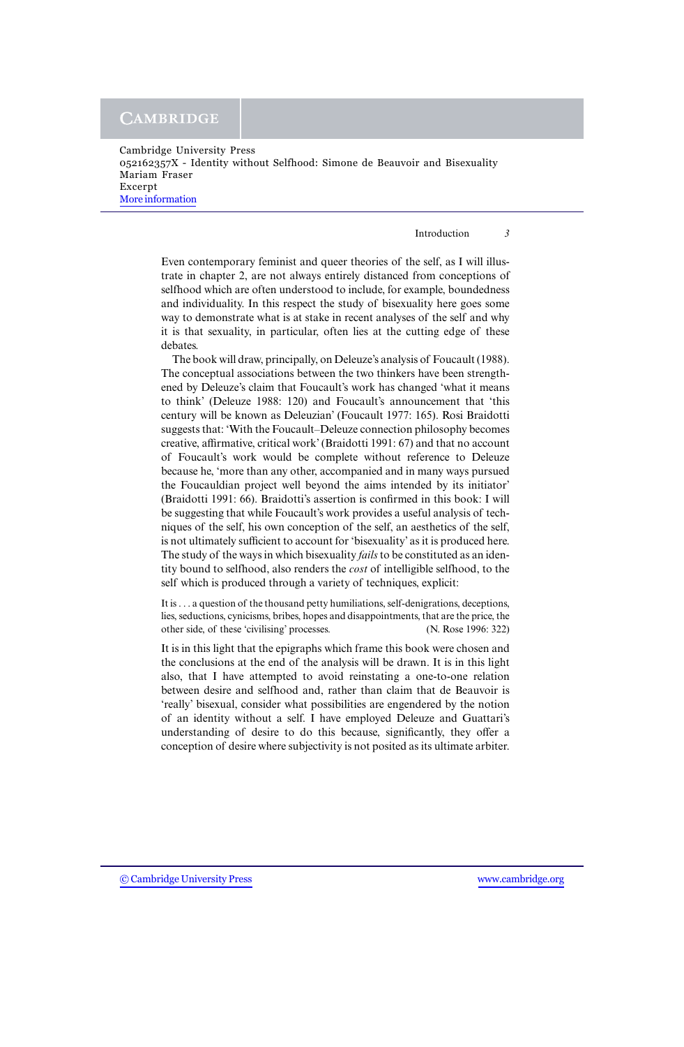Even contemporary feminist and queer theories of the self, as I will illustrate in chapter 2, are not always entirely distanced from conceptions of selfhood which are often understood to include, for example, boundedness and individuality. In this respect the study of bisexuality here goes some way to demonstrate what is at stake in recent analyses of the self and why it is that sexuality, in particular, often lies at the cutting edge of these debates.

The book will draw, principally, on Deleuze's analysis of Foucault (1988). The conceptual associations between the two thinkers have been strengthened by Deleuze's claim that Foucault's work has changed 'what it means to think' (Deleuze 1988: 120) and Foucault's announcement that 'this century will be known as Deleuzian' (Foucault 1977: 165). Rosi Braidotti suggests that: 'With the Foucault–Deleuze connection philosophy becomes creative, affirmative, critical work' (Braidotti 1991: 67) and that no account of Foucault's work would be complete without reference to Deleuze because he, 'more than any other, accompanied and in many ways pursued the Foucauldian project well beyond the aims intended by its initiator' (Braidotti 1991: 66). Braidotti's assertion is confirmed in this book: I will be suggesting that while Foucault's work provides a useful analysis of techniques of the self, his own conception of the self, an aesthetics of the self, is not ultimately sufficient to account for 'bisexuality' as it is produced here. The study of the ways in which bisexuality *fails* to be constituted as an identity bound to selfhood, also renders the *cost* of intelligible selfhood, to the self which is produced through a variety of techniques, explicit:

> It is . . . a question of the thousand petty humiliations, self-denigrations, deceptions, lies, seductions, cynicisms, bribes, hopes and disappointments, that are the price, the other side, of these 'civilising' processes. (N. Rose 1996: 322)

It is in this light that the epigraphs which frame this book were chosen and the conclusions at the end of the analysis will be drawn. It is in this light also, that I have attempted to avoid reinstating a one-to-one relation between desire and selfhood and, rather than claim that de Beauvoir is 'really' bisexual, consider what possibilities are engendered by the notion of an identity without a self. I have employed Deleuze and Guattari's understanding of desire to do this because, significantly, they offer a conception of desire where subjectivity is not posited as its ultimate arbiter.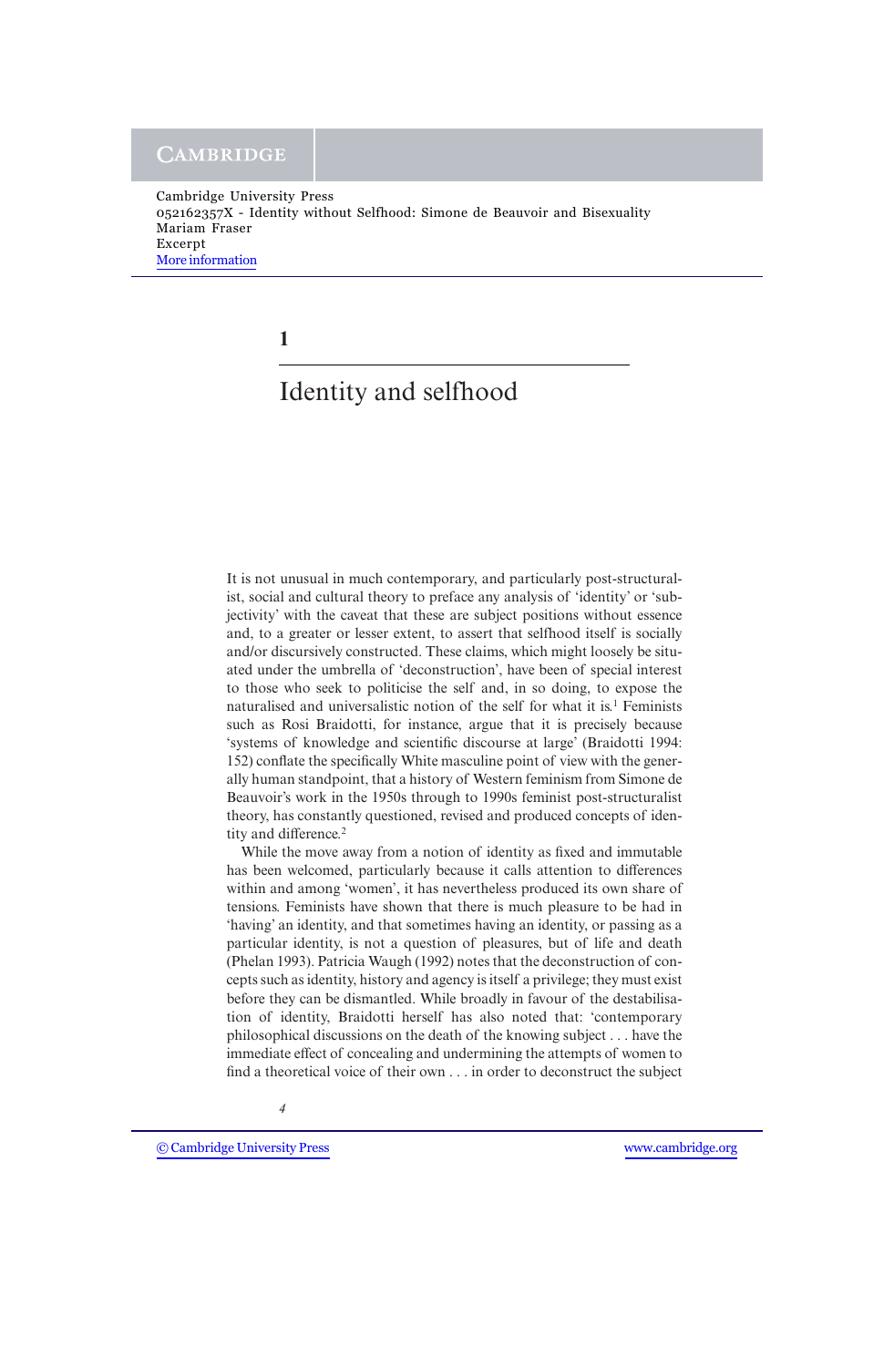# 1

# Identity and selfhood

It is not unusual in much contemporary, and particularly post-structuralist, social and cultural theory to preface any analysis of 'identity' or 'subjectivity' with the caveat that these are subject positions without essence and, to a greater or lesser extent, to assert that selfhood itself is socially and/or discursively constructed. These claims, which might loosely be situated under the umbrella of 'deconstruction', have been of special interest to those who seek to politicise the self and, in so doing, to expose the naturalised and universalistic notion of the self for what it is.[1] Feminists such as Rosi Braidotti, for instance, argue that it is precisely because 'systems of knowledge and scientific discourse at large' (Braidotti 1994: 152) conflate the specifically White masculine point of view with the generally human standpoint, that a history of Western feminism from Simone de Beauvoir's work in the 1950s through to 1990s feminist post-structuralist theory, has constantly questioned, revised and produced concepts of identity and difference.[2]

While the move away from a notion of identity as fixed and immutable has been welcomed, particularly because it calls attention to differences within and among 'women', it has nevertheless produced its own share of tensions. Feminists have shown that there is much pleasure to be had in 'having' an identity, and that sometimes having an identity, or passing as a particular identity, is not a question of pleasures, but of life and death (Phelan 1993). Patricia Waugh (1992) notes that the deconstruction of concepts such as identity, history and agency is itself a privilege; they must exist before they can be dismantled. While broadly in favour of the destabilisation of identity, Braidotti herself has also noted that: 'contemporary philosophical discussions on the death of the knowing subject . . . have the immediate effect of concealing and undermining the attempts of women to find a theoretical voice of their own . . . in order to deconstruct the subject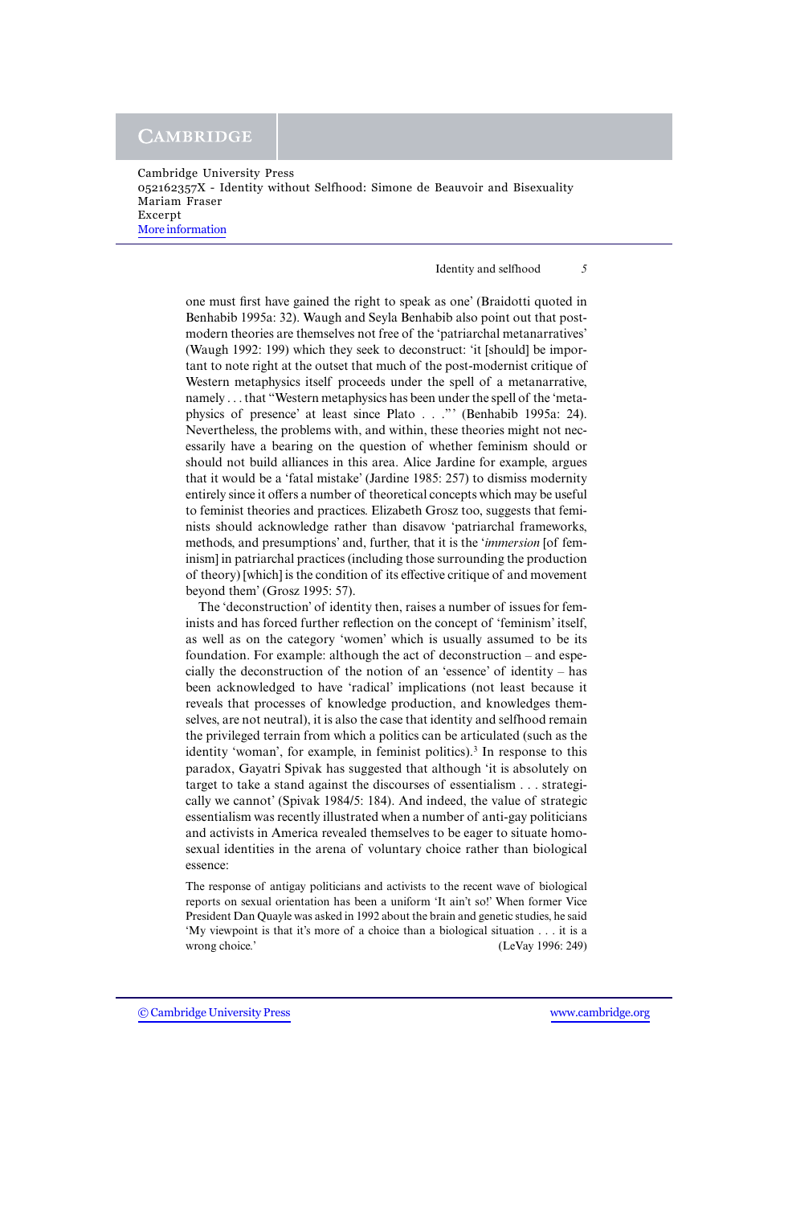one must first have gained the right to speak as one' (Braidotti quoted in Benhabib 1995a: 32). Waugh and Seyla Benhabib also point out that postmodern theories are themselves not free of the 'patriarchal metanarratives' (Waugh 1992: 199) which they seek to deconstruct: 'it [should] be important to note right at the outset that much of the post-modernist critique of Western metaphysics itself proceeds under the spell of a metanarrative, namely . . . that "Western metaphysics has been under the spell of the 'metaphysics of presence' at least since Plato . . ."' (Benhabib 1995a: 24). Nevertheless, the problems with, and within, these theories might not necessarily have a bearing on the question of whether feminism should or should not build alliances in this area. Alice Jardine for example, argues that it would be a 'fatal mistake' (Jardine 1985: 257) to dismiss modernity entirely since it offers a number of theoretical concepts which may be useful to feminist theories and practices. Elizabeth Grosz too, suggests that feminists should acknowledge rather than disavow 'patriarchal frameworks, methods, and presumptions' and, further, that it is the '*immersion* [of feminism] in patriarchal practices (including those surrounding the production of theory) [which] is the condition of its effective critique of and movement beyond them' (Grosz 1995: 57).

The 'deconstruction' of identity then, raises a number of issues for feminists and has forced further reflection on the concept of 'feminism' itself, as well as on the category 'women' which is usually assumed to be its foundation. For example: although the act of deconstruction – and especially the deconstruction of the notion of an 'essence' of identity – has been acknowledged to have 'radical' implications (not least because it reveals that processes of knowledge production, and knowledges themselves, are not neutral), it is also the case that identity and selfhood remain the privileged terrain from which a politics can be articulated (such as the identity 'woman', for example, in feminist politics).[3] In response to this paradox, Gayatri Spivak has suggested that although 'it is absolutely on target to take a stand against the discourses of essentialism . . . strategically we cannot' (Spivak 1984/5: 184). And indeed, the value of strategic essentialism was recently illustrated when a number of anti-gay politicians and activists in America revealed themselves to be eager to situate homosexual identities in the arena of voluntary choice rather than biological essence:

> The response of antigay politicians and activists to the recent wave of biological reports on sexual orientation has been a uniform 'It ain't so!' When former Vice President Dan Quayle was asked in 1992 about the brain and genetic studies, he said 'My viewpoint is that it's more of a choice than a biological situation . . . it is a wrong choice.' (LeVay 1996: 249)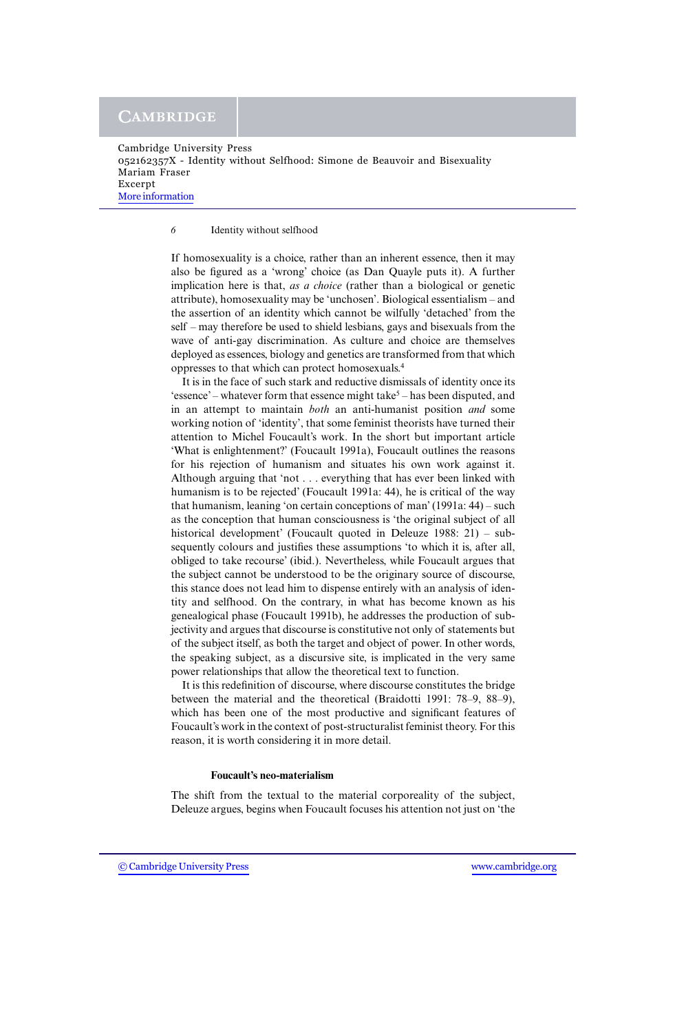If homosexuality is a choice, rather than an inherent essence, then it may also be figured as a 'wrong' choice (as Dan Quayle puts it). A further implication here is that, *as a choice* (rather than a biological or genetic attribute), homosexuality may be 'unchosen'. Biological essentialism – and the assertion of an identity which cannot be wilfully 'detached' from the self – may therefore be used to shield lesbians, gays and bisexuals from the wave of anti-gay discrimination. As culture and choice are themselves deployed as essences, biology and genetics are transformed from that which oppresses to that which can protect homosexuals.[4]

It is in the face of such stark and reductive dismissals of identity once its 'essence' – whatever form that essence might take[5] – has been disputed, and in an attempt to maintain *both* an anti-humanist position *and* some working notion of 'identity', that some feminist theorists have turned their attention to Michel Foucault's work. In the short but important article 'What is enlightenment?' (Foucault 1991a), Foucault outlines the reasons for his rejection of humanism and situates his own work against it. Although arguing that 'not . . . everything that has ever been linked with humanism is to be rejected' (Foucault 1991a: 44), he is critical of the way that humanism, leaning 'on certain conceptions of man' (1991a: 44) – such as the conception that human consciousness is 'the original subject of all historical development' (Foucault quoted in Deleuze 1988: 21) – subsequently colours and justifies these assumptions 'to which it is, after all, obliged to take recourse' (ibid.). Nevertheless, while Foucault argues that the subject cannot be understood to be the originary source of discourse, this stance does not lead him to dispense entirely with an analysis of identity and selfhood. On the contrary, in what has become known as his genealogical phase (Foucault 1991b), he addresses the production of subjectivity and argues that discourse is constitutive not only of statements but of the subject itself, as both the target and object of power. In other words, the speaking subject, as a discursive site, is implicated in the very same power relationships that allow the theoretical text to function.

It is this redefinition of discourse, where discourse constitutes the bridge between the material and the theoretical (Braidotti 1991: 78–9, 88–9), which has been one of the most productive and significant features of Foucault's work in the context of post-structuralist feminist theory. For this reason, it is worth considering it in more detail.

### Foucault's neo-materialism

The shift from the textual to the material corporeality of the subject, Deleuze argues, begins when Foucault focuses his attention not just on 'the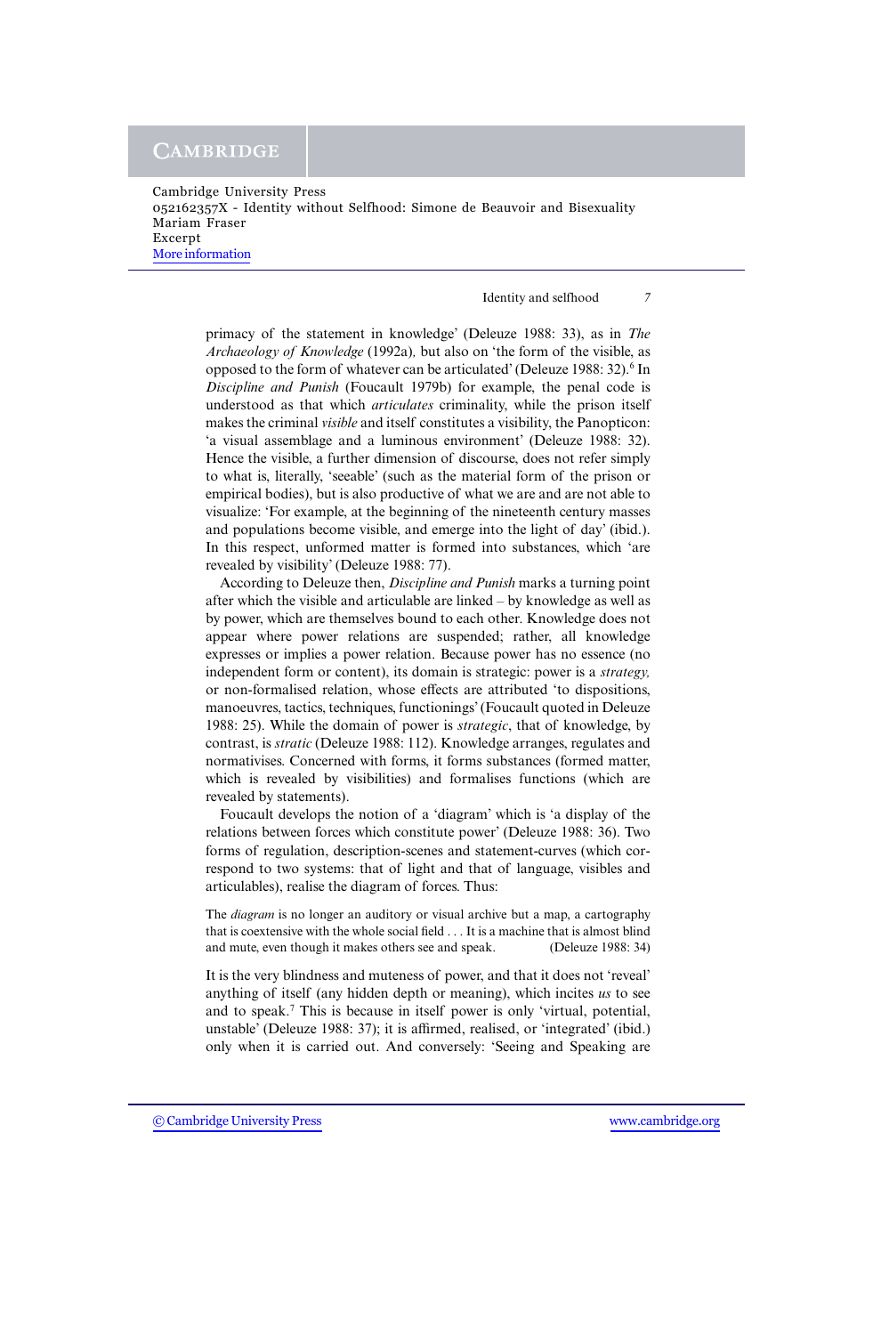primacy of the statement in knowledge' (Deleuze 1988: 33), as in *The Archaeology of Knowledge* (1992a), but also on 'the form of the visible, as opposed to the form of whatever can be articulated' (Deleuze 1988: 32).[6] In *Discipline and Punish* (Foucault 1979b) for example, the penal code is understood as that which *articulates* criminality, while the prison itself makes the criminal *visible* and itself constitutes a visibility, the Panopticon: 'a visual assemblage and a luminous environment' (Deleuze 1988: 32). Hence the visible, a further dimension of discourse, does not refer simply to what is, literally, 'seeable' (such as the material form of the prison or empirical bodies), but is also productive of what we are and are not able to visualize: 'For example, at the beginning of the nineteenth century masses and populations become visible, and emerge into the light of day' (ibid.). In this respect, unformed matter is formed into substances, which 'are revealed by visibility' (Deleuze 1988: 77).

According to Deleuze then, *Discipline and Punish* marks a turning point after which the visible and articulable are linked – by knowledge as well as by power, which are themselves bound to each other. Knowledge does not appear where power relations are suspended; rather, all knowledge expresses or implies a power relation. Because power has no essence (no independent form or content), its domain is strategic: power is a *strategy,* or non-formalised relation, whose effects are attributed 'to dispositions, manoeuvres, tactics, techniques, functionings' (Foucault quoted in Deleuze 1988: 25). While the domain of power is *strategic*, that of knowledge, by contrast, is *stratic* (Deleuze 1988: 112). Knowledge arranges, regulates and normativises. Concerned with forms, it forms substances (formed matter, which is revealed by visibilities) and formalises functions (which are revealed by statements).

Foucault develops the notion of a 'diagram' which is 'a display of the relations between forces which constitute power' (Deleuze 1988: 36). Two forms of regulation, description-scenes and statement-curves (which correspond to two systems: that of light and that of language, visibles and articulables), realise the diagram of forces. Thus:

> The *diagram* is no longer an auditory or visual archive but a map, a cartography that is coextensive with the whole social field . . . It is a machine that is almost blind and mute, even though it makes others see and speak. (Deleuze 1988: 34)

It is the very blindness and muteness of power, and that it does not 'reveal' anything of itself (any hidden depth or meaning), which incites *us* to see and to speak.[7] This is because in itself power is only 'virtual, potential, unstable' (Deleuze 1988: 37); it is affirmed, realised, or 'integrated' (ibid.) only when it is carried out. And conversely: 'Seeing and Speaking are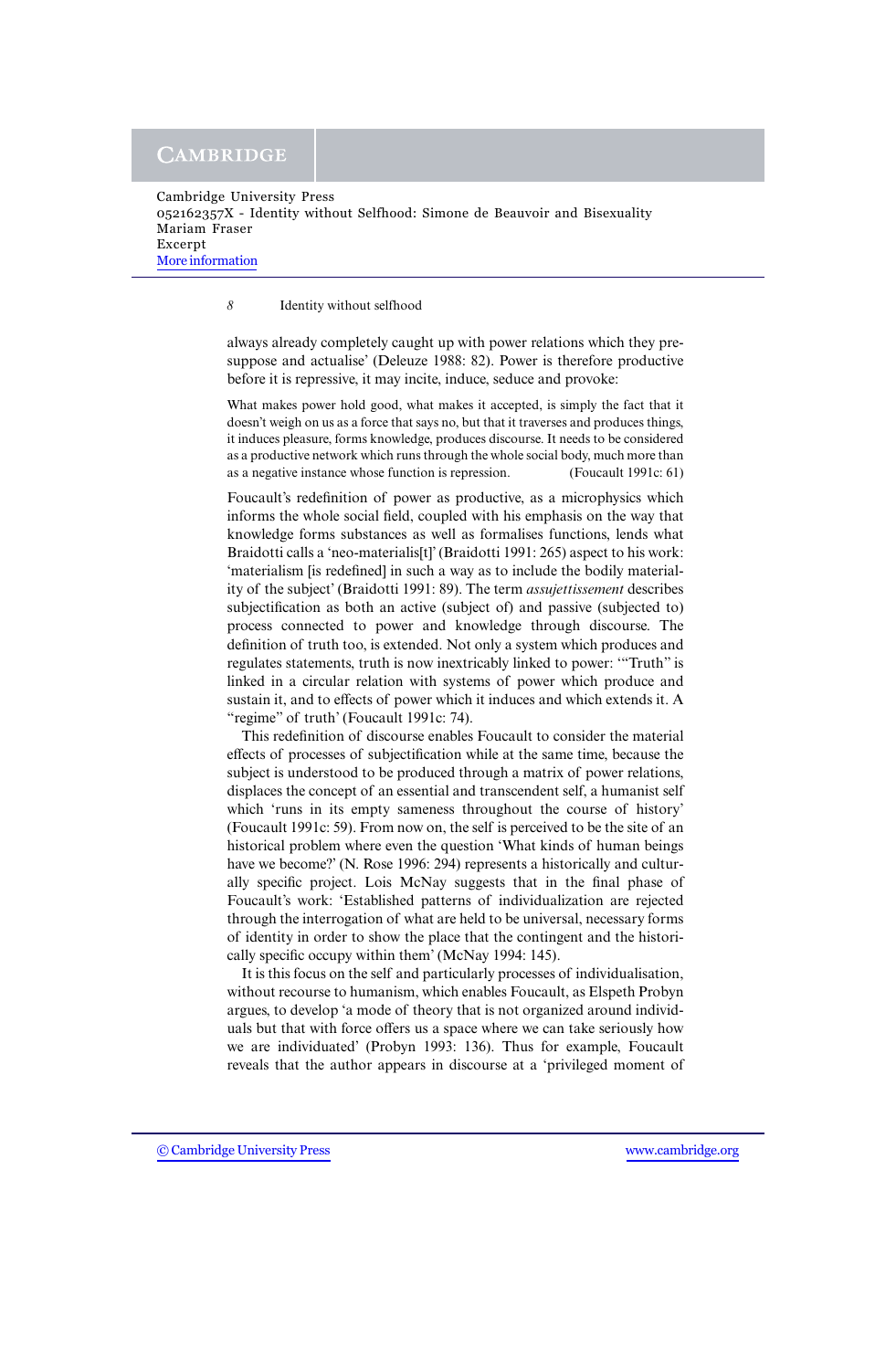always already completely caught up with power relations which they presuppose and actualise' (Deleuze 1988: 82). Power is therefore productive before it is repressive, it may incite, induce, seduce and provoke:

> What makes power hold good, what makes it accepted, is simply the fact that it doesn't weigh on us as a force that says no, but that it traverses and produces things, it induces pleasure, forms knowledge, produces discourse. It needs to be considered as a productive network which runs through the whole social body, much more than as a negative instance whose function is repression. (Foucault 1991c: 61)

Foucault's redefinition of power as productive, as a microphysics which informs the whole social field, coupled with his emphasis on the way that knowledge forms substances as well as formalises functions, lends what Braidotti calls a 'neo-materialis[t]' (Braidotti 1991: 265) aspect to his work: 'materialism [is redefined] in such a way as to include the bodily materiality of the subject' (Braidotti 1991: 89). The term *assujettissement* describes subjectification as both an active (subject of) and passive (subjected to) process connected to power and knowledge through discourse. The definition of truth too, is extended. Not only a system which produces and regulates statements, truth is now inextricably linked to power: '"Truth" is linked in a circular relation with systems of power which produce and sustain it, and to effects of power which it induces and which extends it. A "regime" of truth' (Foucault 1991c: 74).

This redefinition of discourse enables Foucault to consider the material effects of processes of subjectification while at the same time, because the subject is understood to be produced through a matrix of power relations, displaces the concept of an essential and transcendent self, a humanist self which 'runs in its empty sameness throughout the course of history' (Foucault 1991c: 59). From now on, the self is perceived to be the site of an historical problem where even the question 'What kinds of human beings have we become?' (N. Rose 1996: 294) represents a historically and culturally specific project. Lois McNay suggests that in the final phase of Foucault's work: 'Established patterns of individualization are rejected through the interrogation of what are held to be universal, necessary forms of identity in order to show the place that the contingent and the historically specific occupy within them' (McNay 1994: 145).

It is this focus on the self and particularly processes of individualisation, without recourse to humanism, which enables Foucault, as Elspeth Probyn argues, to develop 'a mode of theory that is not organized around individuals but that with force offers us a space where we can take seriously how we are individuated' (Probyn 1993: 136). Thus for example, Foucault reveals that the author appears in discourse at a 'privileged moment of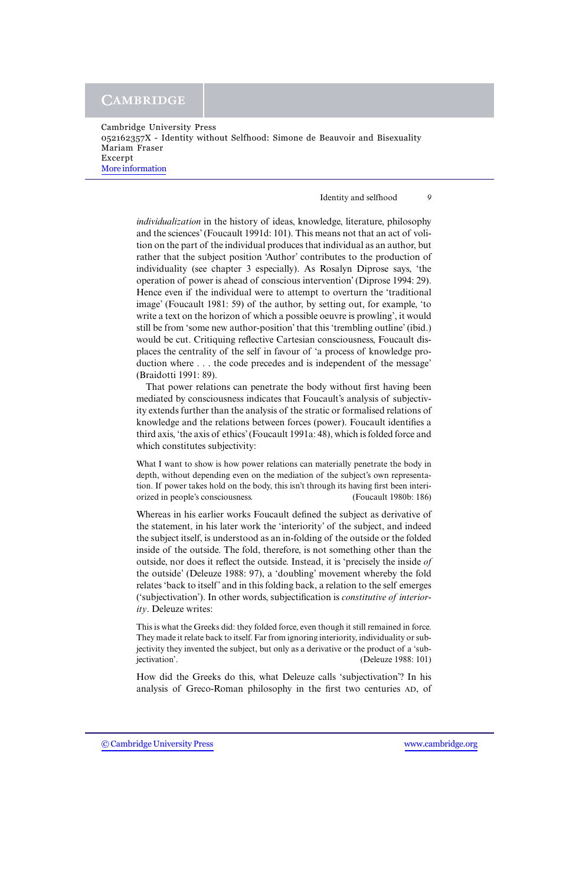*individualization* in the history of ideas, knowledge, literature, philosophy and the sciences' (Foucault 1991d: 101). This means not that an act of volition on the part of the individual produces that individual as an author, but rather that the subject position 'Author' contributes to the production of individuality (see chapter 3 especially). As Rosalyn Diprose says, 'the operation of power is ahead of conscious intervention' (Diprose 1994: 29). Hence even if the individual were to attempt to overturn the 'traditional image' (Foucault 1981: 59) of the author, by setting out, for example, 'to write a text on the horizon of which a possible oeuvre is prowling', it would still be from 'some new author-position' that this 'trembling outline' (ibid.) would be cut. Critiquing reflective Cartesian consciousness, Foucault displaces the centrality of the self in favour of 'a process of knowledge production where . . . the code precedes and is independent of the message' (Braidotti 1991: 89).

That power relations can penetrate the body without first having been mediated by consciousness indicates that Foucault's analysis of subjectivity extends further than the analysis of the stratic or formalised relations of knowledge and the relations between forces (power). Foucault identifies a third axis, 'the axis of ethics' (Foucault 1991a: 48), which is folded force and which constitutes subjectivity:

> What I want to show is how power relations can materially penetrate the body in depth, without depending even on the mediation of the subject's own representation. If power takes hold on the body, this isn't through its having first been interiorized in people's consciousness. (Foucault 1980b: 186)

Whereas in his earlier works Foucault defined the subject as derivative of the statement, in his later work the 'interiority' of the subject, and indeed the subject itself, is understood as an in-folding of the outside or the folded inside of the outside. The fold, therefore, is not something other than the outside, nor does it reflect the outside. Instead, it is 'precisely the inside *of* the outside' (Deleuze 1988: 97), a 'doubling' movement whereby the fold relates 'back to itself' and in this folding back, a relation to the self emerges ('subjectivation'). In other words, subjectification is *constitutive of interiority*. Deleuze writes:

> This is what the Greeks did: they folded force, even though it still remained in force. They made it relate back to itself. Far from ignoring interiority, individuality or subjectivity they invented the subject, but only as a derivative or the product of a 'subjectivation'. (Deleuze 1988: 101)

How did the Greeks do this, what Deleuze calls 'subjectivation'? In his analysis of Greco-Roman philosophy in the first two centuries AD, of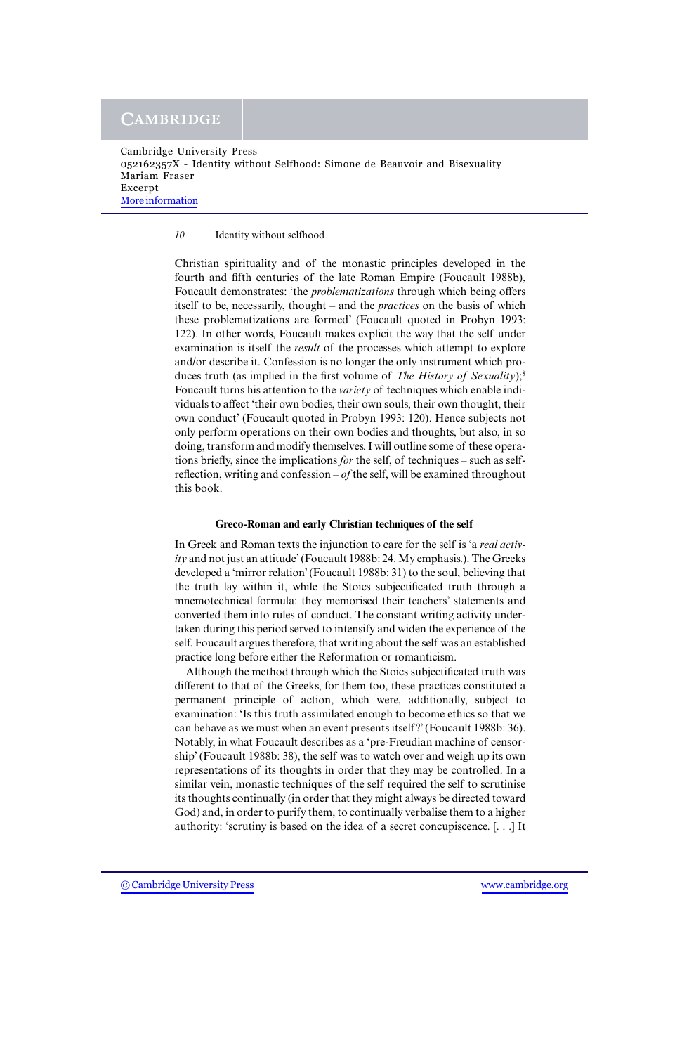Christian spirituality and of the monastic principles developed in the fourth and fifth centuries of the late Roman Empire (Foucault 1988b), Foucault demonstrates: 'the *problematizations* through which being offers itself to be, necessarily, thought – and the *practices* on the basis of which these problematizations are formed' (Foucault quoted in Probyn 1993: 122). In other words, Foucault makes explicit the way that the self under examination is itself the *result* of the processes which attempt to explore and/or describe it. Confession is no longer the only instrument which produces truth (as implied in the first volume of *The History of Sexuality*);[8] Foucault turns his attention to the *variety* of techniques which enable individuals to affect 'their own bodies, their own souls, their own thought, their own conduct' (Foucault quoted in Probyn 1993: 120). Hence subjects not only perform operations on their own bodies and thoughts, but also, in so doing, transform and modify themselves. I will outline some of these operations briefly, since the implications *for* the self, of techniques – such as self-reflection, writing and confession – *of* the self, will be examined throughout this book.

## Greco-Roman and early Christian techniques of the self

In Greek and Roman texts the injunction to care for the self is 'a *real activity* and not just an attitude' (Foucault 1988b: 24. My emphasis.). The Greeks developed a 'mirror relation' (Foucault 1988b: 31) to the soul, believing that the truth lay within it, while the Stoics subjectificated truth through a mnemotechnical formula: they memorised their teachers' statements and converted them into rules of conduct. The constant writing activity undertaken during this period served to intensify and widen the experience of the self. Foucault argues therefore, that writing about the self was an established practice long before either the Reformation or romanticism.

Although the method through which the Stoics subjectificated truth was different to that of the Greeks, for them too, these practices constituted a permanent principle of action, which were, additionally, subject to examination: 'Is this truth assimilated enough to become ethics so that we can behave as we must when an event presents itself?' (Foucault 1988b: 36). Notably, in what Foucault describes as a 'pre-Freudian machine of censorship' (Foucault 1988b: 38), the self was to watch over and weigh up its own representations of its thoughts in order that they may be controlled. In a similar vein, monastic techniques of the self required the self to scrutinise its thoughts continually (in order that they might always be directed toward God) and, in order to purify them, to continually verbalise them to a higher authority: 'scrutiny is based on the idea of a secret concupiscence. [. . .] It